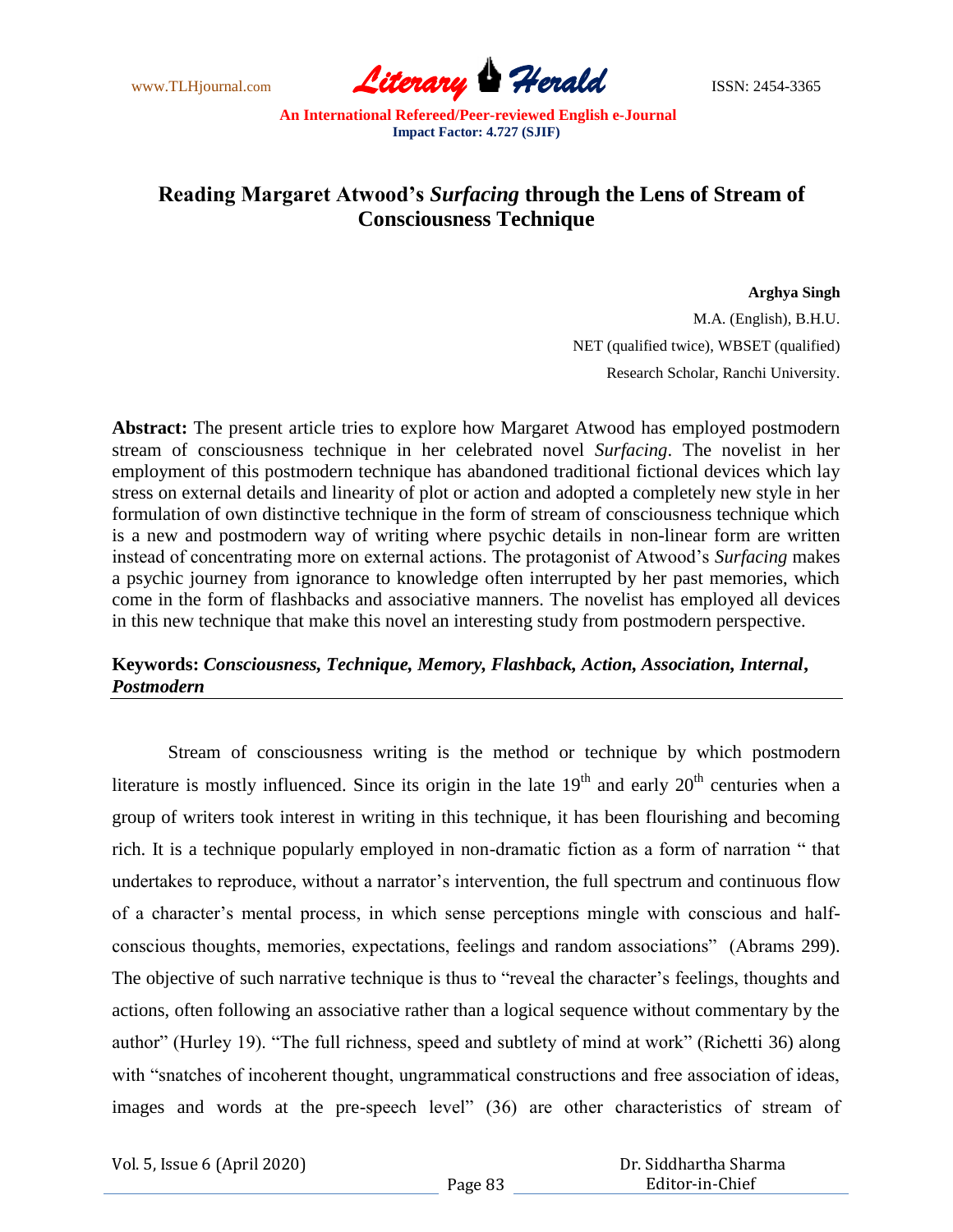# Reading Margaret Atwood's *Surfacing* through the Lens of Stream of Consciousness Technique

**Arghya Singh**
M.A. (English), B.H.U.
NET (qualified twice), WBSET (qualified)
Research Scholar, Ranchi University.

**Abstract:** The present article tries to explore how Margaret Atwood has employed postmodern stream of consciousness technique in her celebrated novel *Surfacing*. The novelist in her employment of this postmodern technique has abandoned traditional fictional devices which lay stress on external details and linearity of plot or action and adopted a completely new style in her formulation of own distinctive technique in the form of stream of consciousness technique which is a new and postmodern way of writing where psychic details in non-linear form are written instead of concentrating more on external actions. The protagonist of Atwood's *Surfacing* makes a psychic journey from ignorance to knowledge often interrupted by her past memories, which come in the form of flashbacks and associative manners. The novelist has employed all devices in this new technique that make this novel an interesting study from postmodern perspective.

**Keywords:** ***Consciousness, Technique, Memory, Flashback, Action, Association, Internal, Postmodern***

Stream of consciousness writing is the method or technique by which postmodern literature is mostly influenced. Since its origin in the late 19th and early 20th centuries when a group of writers took interest in writing in this technique, it has been flourishing and becoming rich. It is a technique popularly employed in non-dramatic fiction as a form of narration " that undertakes to reproduce, without a narrator's intervention, the full spectrum and continuous flow of a character's mental process, in which sense perceptions mingle with conscious and half-conscious thoughts, memories, expectations, feelings and random associations" (Abrams 299). The objective of such narrative technique is thus to "reveal the character's feelings, thoughts and actions, often following an associative rather than a logical sequence without commentary by the author" (Hurley 19). "The full richness, speed and subtlety of mind at work" (Richetti 36) along with "snatches of incoherent thought, ungrammatical constructions and free association of ideas, images and words at the pre-speech level" (36) are other characteristics of stream of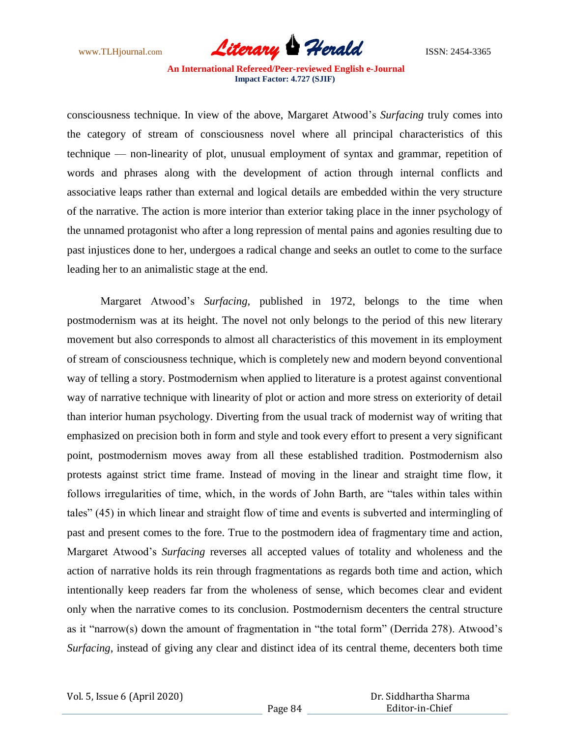consciousness technique. In view of the above, Margaret Atwood's *Surfacing* truly comes into the category of stream of consciousness novel where all principal characteristics of this technique — non-linearity of plot, unusual employment of syntax and grammar, repetition of words and phrases along with the development of action through internal conflicts and associative leaps rather than external and logical details are embedded within the very structure of the narrative. The action is more interior than exterior taking place in the inner psychology of the unnamed protagonist who after a long repression of mental pains and agonies resulting due to past injustices done to her, undergoes a radical change and seeks an outlet to come to the surface leading her to an animalistic stage at the end.

Margaret Atwood's *Surfacing,* published in 1972, belongs to the time when postmodernism was at its height. The novel not only belongs to the period of this new literary movement but also corresponds to almost all characteristics of this movement in its employment of stream of consciousness technique, which is completely new and modern beyond conventional way of telling a story. Postmodernism when applied to literature is a protest against conventional way of narrative technique with linearity of plot or action and more stress on exteriority of detail than interior human psychology. Diverting from the usual track of modernist way of writing that emphasized on precision both in form and style and took every effort to present a very significant point, postmodernism moves away from all these established tradition. Postmodernism also protests against strict time frame. Instead of moving in the linear and straight time flow, it follows irregularities of time, which, in the words of John Barth, are "tales within tales within tales" (45) in which linear and straight flow of time and events is subverted and intermingling of past and present comes to the fore. True to the postmodern idea of fragmentary time and action, Margaret Atwood's *Surfacing* reverses all accepted values of totality and wholeness and the action of narrative holds its rein through fragmentations as regards both time and action, which intentionally keep readers far from the wholeness of sense, which becomes clear and evident only when the narrative comes to its conclusion. Postmodernism decenters the central structure as it "narrow(s) down the amount of fragmentation in "the total form" (Derrida 278). Atwood's *Surfacing*, instead of giving any clear and distinct idea of its central theme, decenters both time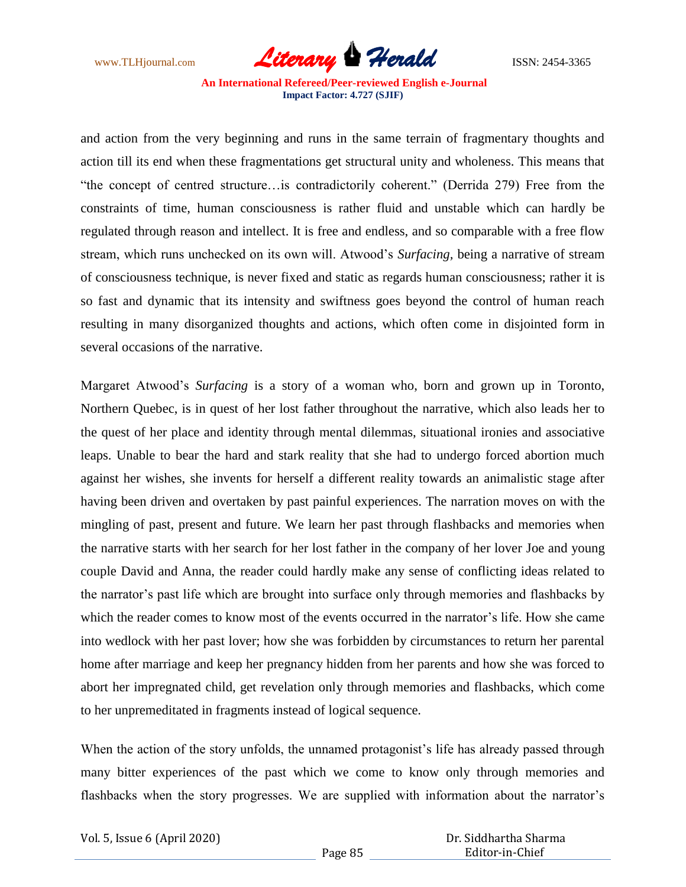and action from the very beginning and runs in the same terrain of fragmentary thoughts and action till its end when these fragmentations get structural unity and wholeness. This means that "the concept of centred structure…is contradictorily coherent." (Derrida 279) Free from the constraints of time, human consciousness is rather fluid and unstable which can hardly be regulated through reason and intellect. It is free and endless, and so comparable with a free flow stream, which runs unchecked on its own will. Atwood's *Surfacing*, being a narrative of stream of consciousness technique, is never fixed and static as regards human consciousness; rather it is so fast and dynamic that its intensity and swiftness goes beyond the control of human reach resulting in many disorganized thoughts and actions, which often come in disjointed form in several occasions of the narrative.

Margaret Atwood's *Surfacing* is a story of a woman who, born and grown up in Toronto, Northern Quebec, is in quest of her lost father throughout the narrative, which also leads her to the quest of her place and identity through mental dilemmas, situational ironies and associative leaps. Unable to bear the hard and stark reality that she had to undergo forced abortion much against her wishes, she invents for herself a different reality towards an animalistic stage after having been driven and overtaken by past painful experiences. The narration moves on with the mingling of past, present and future. We learn her past through flashbacks and memories when the narrative starts with her search for her lost father in the company of her lover Joe and young couple David and Anna, the reader could hardly make any sense of conflicting ideas related to the narrator's past life which are brought into surface only through memories and flashbacks by which the reader comes to know most of the events occurred in the narrator's life. How she came into wedlock with her past lover; how she was forbidden by circumstances to return her parental home after marriage and keep her pregnancy hidden from her parents and how she was forced to abort her impregnated child, get revelation only through memories and flashbacks, which come to her unpremeditated in fragments instead of logical sequence.

When the action of the story unfolds, the unnamed protagonist's life has already passed through many bitter experiences of the past which we come to know only through memories and flashbacks when the story progresses. We are supplied with information about the narrator's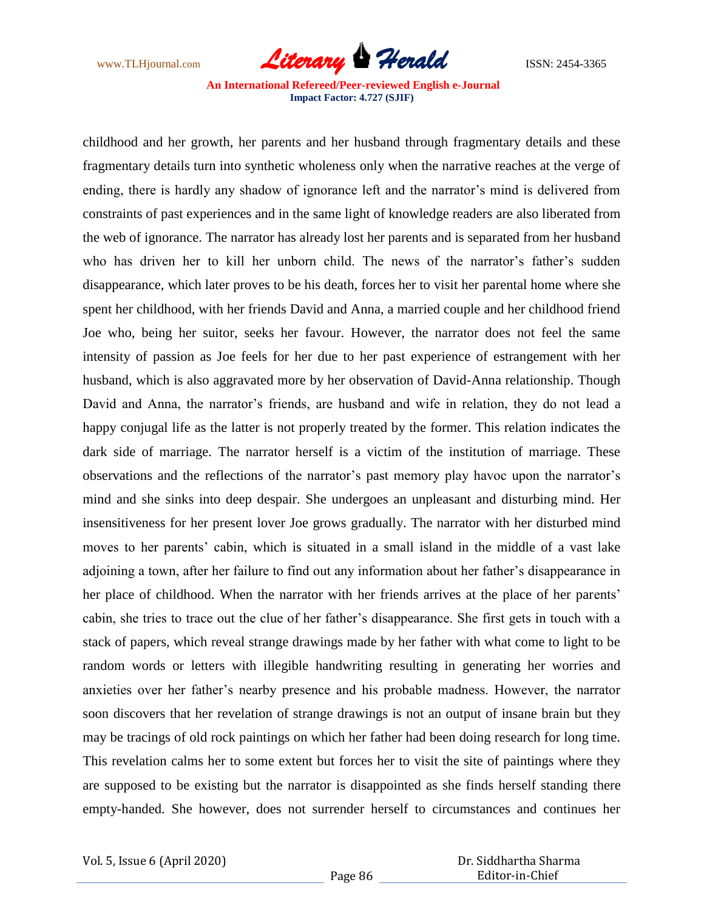childhood and her growth, her parents and her husband through fragmentary details and these fragmentary details turn into synthetic wholeness only when the narrative reaches at the verge of ending, there is hardly any shadow of ignorance left and the narrator's mind is delivered from constraints of past experiences and in the same light of knowledge readers are also liberated from the web of ignorance. The narrator has already lost her parents and is separated from her husband who has driven her to kill her unborn child. The news of the narrator's father's sudden disappearance, which later proves to be his death, forces her to visit her parental home where she spent her childhood, with her friends David and Anna, a married couple and her childhood friend Joe who, being her suitor, seeks her favour. However, the narrator does not feel the same intensity of passion as Joe feels for her due to her past experience of estrangement with her husband, which is also aggravated more by her observation of David-Anna relationship. Though David and Anna, the narrator's friends, are husband and wife in relation, they do not lead a happy conjugal life as the latter is not properly treated by the former. This relation indicates the dark side of marriage. The narrator herself is a victim of the institution of marriage. These observations and the reflections of the narrator's past memory play havoc upon the narrator's mind and she sinks into deep despair. She undergoes an unpleasant and disturbing mind. Her insensitiveness for her present lover Joe grows gradually. The narrator with her disturbed mind moves to her parents' cabin, which is situated in a small island in the middle of a vast lake adjoining a town, after her failure to find out any information about her father's disappearance in her place of childhood. When the narrator with her friends arrives at the place of her parents' cabin, she tries to trace out the clue of her father's disappearance. She first gets in touch with a stack of papers, which reveal strange drawings made by her father with what come to light to be random words or letters with illegible handwriting resulting in generating her worries and anxieties over her father's nearby presence and his probable madness. However, the narrator soon discovers that her revelation of strange drawings is not an output of insane brain but they may be tracings of old rock paintings on which her father had been doing research for long time. This revelation calms her to some extent but forces her to visit the site of paintings where they are supposed to be existing but the narrator is disappointed as she finds herself standing there empty-handed. She however, does not surrender herself to circumstances and continues her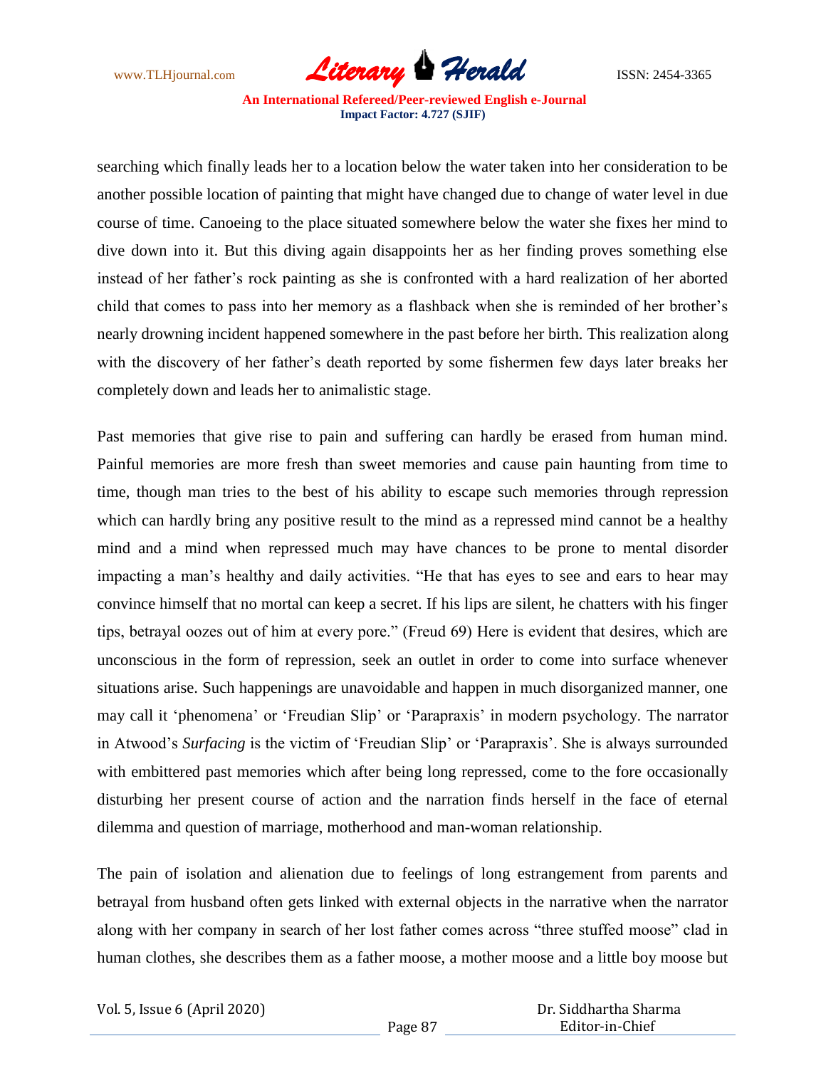searching which finally leads her to a location below the water taken into her consideration to be another possible location of painting that might have changed due to change of water level in due course of time. Canoeing to the place situated somewhere below the water she fixes her mind to dive down into it. But this diving again disappoints her as her finding proves something else instead of her father's rock painting as she is confronted with a hard realization of her aborted child that comes to pass into her memory as a flashback when she is reminded of her brother's nearly drowning incident happened somewhere in the past before her birth. This realization along with the discovery of her father's death reported by some fishermen few days later breaks her completely down and leads her to animalistic stage.

Past memories that give rise to pain and suffering can hardly be erased from human mind. Painful memories are more fresh than sweet memories and cause pain haunting from time to time, though man tries to the best of his ability to escape such memories through repression which can hardly bring any positive result to the mind as a repressed mind cannot be a healthy mind and a mind when repressed much may have chances to be prone to mental disorder impacting a man's healthy and daily activities. "He that has eyes to see and ears to hear may convince himself that no mortal can keep a secret. If his lips are silent, he chatters with his finger tips, betrayal oozes out of him at every pore." (Freud 69) Here is evident that desires, which are unconscious in the form of repression, seek an outlet in order to come into surface whenever situations arise. Such happenings are unavoidable and happen in much disorganized manner, one may call it 'phenomena' or 'Freudian Slip' or 'Parapraxis' in modern psychology. The narrator in Atwood's *Surfacing* is the victim of 'Freudian Slip' or 'Parapraxis'. She is always surrounded with embittered past memories which after being long repressed, come to the fore occasionally disturbing her present course of action and the narration finds herself in the face of eternal dilemma and question of marriage, motherhood and man-woman relationship.

The pain of isolation and alienation due to feelings of long estrangement from parents and betrayal from husband often gets linked with external objects in the narrative when the narrator along with her company in search of her lost father comes across "three stuffed moose" clad in human clothes, she describes them as a father moose, a mother moose and a little boy moose but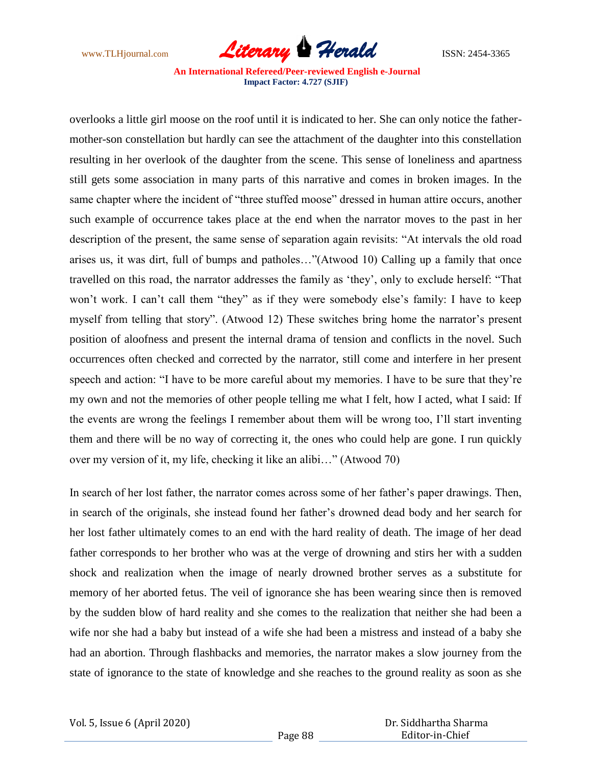overlooks a little girl moose on the roof until it is indicated to her. She can only notice the father-mother-son constellation but hardly can see the attachment of the daughter into this constellation resulting in her overlook of the daughter from the scene. This sense of loneliness and apartness still gets some association in many parts of this narrative and comes in broken images. In the same chapter where the incident of "three stuffed moose" dressed in human attire occurs, another such example of occurrence takes place at the end when the narrator moves to the past in her description of the present, the same sense of separation again revisits: "At intervals the old road arises us, it was dirt, full of bumps and patholes…"(Atwood 10) Calling up a family that once travelled on this road, the narrator addresses the family as 'they', only to exclude herself: "That won't work. I can't call them "they" as if they were somebody else's family: I have to keep myself from telling that story". (Atwood 12) These switches bring home the narrator's present position of aloofness and present the internal drama of tension and conflicts in the novel. Such occurrences often checked and corrected by the narrator, still come and interfere in her present speech and action: "I have to be more careful about my memories. I have to be sure that they're my own and not the memories of other people telling me what I felt, how I acted, what I said: If the events are wrong the feelings I remember about them will be wrong too, I'll start inventing them and there will be no way of correcting it, the ones who could help are gone. I run quickly over my version of it, my life, checking it like an alibi…" (Atwood 70)

In search of her lost father, the narrator comes across some of her father's paper drawings. Then, in search of the originals, she instead found her father's drowned dead body and her search for her lost father ultimately comes to an end with the hard reality of death. The image of her dead father corresponds to her brother who was at the verge of drowning and stirs her with a sudden shock and realization when the image of nearly drowned brother serves as a substitute for memory of her aborted fetus. The veil of ignorance she has been wearing since then is removed by the sudden blow of hard reality and she comes to the realization that neither she had been a wife nor she had a baby but instead of a wife she had been a mistress and instead of a baby she had an abortion. Through flashbacks and memories, the narrator makes a slow journey from the state of ignorance to the state of knowledge and she reaches to the ground reality as soon as she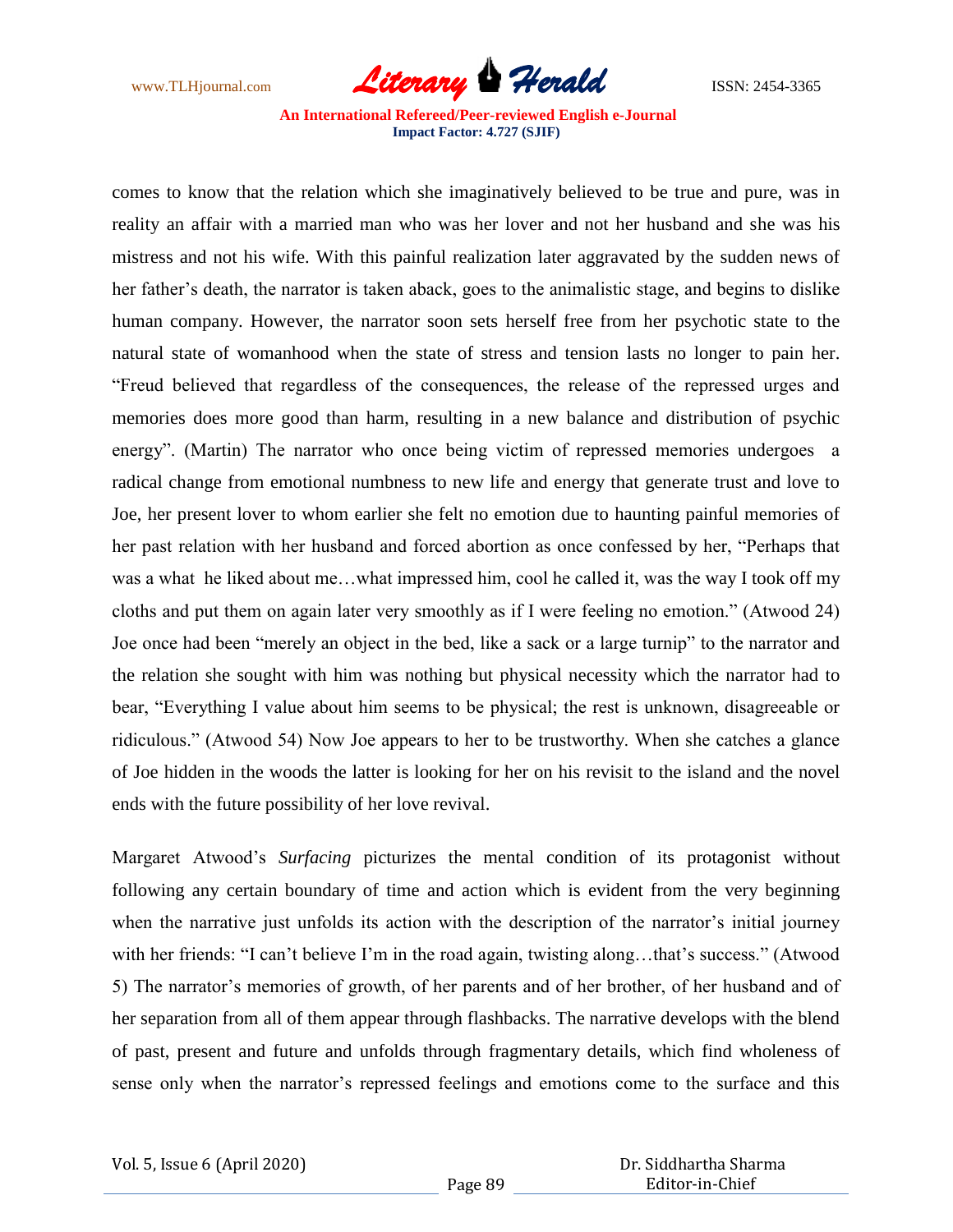comes to know that the relation which she imaginatively believed to be true and pure, was in reality an affair with a married man who was her lover and not her husband and she was his mistress and not his wife. With this painful realization later aggravated by the sudden news of her father's death, the narrator is taken aback, goes to the animalistic stage, and begins to dislike human company. However, the narrator soon sets herself free from her psychotic state to the natural state of womanhood when the state of stress and tension lasts no longer to pain her. "Freud believed that regardless of the consequences, the release of the repressed urges and memories does more good than harm, resulting in a new balance and distribution of psychic energy". (Martin) The narrator who once being victim of repressed memories undergoes a radical change from emotional numbness to new life and energy that generate trust and love to Joe, her present lover to whom earlier she felt no emotion due to haunting painful memories of her past relation with her husband and forced abortion as once confessed by her, "Perhaps that was a what he liked about me…what impressed him, cool he called it, was the way I took off my cloths and put them on again later very smoothly as if I were feeling no emotion." (Atwood 24) Joe once had been "merely an object in the bed, like a sack or a large turnip" to the narrator and the relation she sought with him was nothing but physical necessity which the narrator had to bear, "Everything I value about him seems to be physical; the rest is unknown, disagreeable or ridiculous." (Atwood 54) Now Joe appears to her to be trustworthy. When she catches a glance of Joe hidden in the woods the latter is looking for her on his revisit to the island and the novel ends with the future possibility of her love revival.

Margaret Atwood's *Surfacing* picturizes the mental condition of its protagonist without following any certain boundary of time and action which is evident from the very beginning when the narrative just unfolds its action with the description of the narrator's initial journey with her friends: "I can't believe I'm in the road again, twisting along…that's success." (Atwood 5) The narrator's memories of growth, of her parents and of her brother, of her husband and of her separation from all of them appear through flashbacks. The narrative develops with the blend of past, present and future and unfolds through fragmentary details, which find wholeness of sense only when the narrator's repressed feelings and emotions come to the surface and this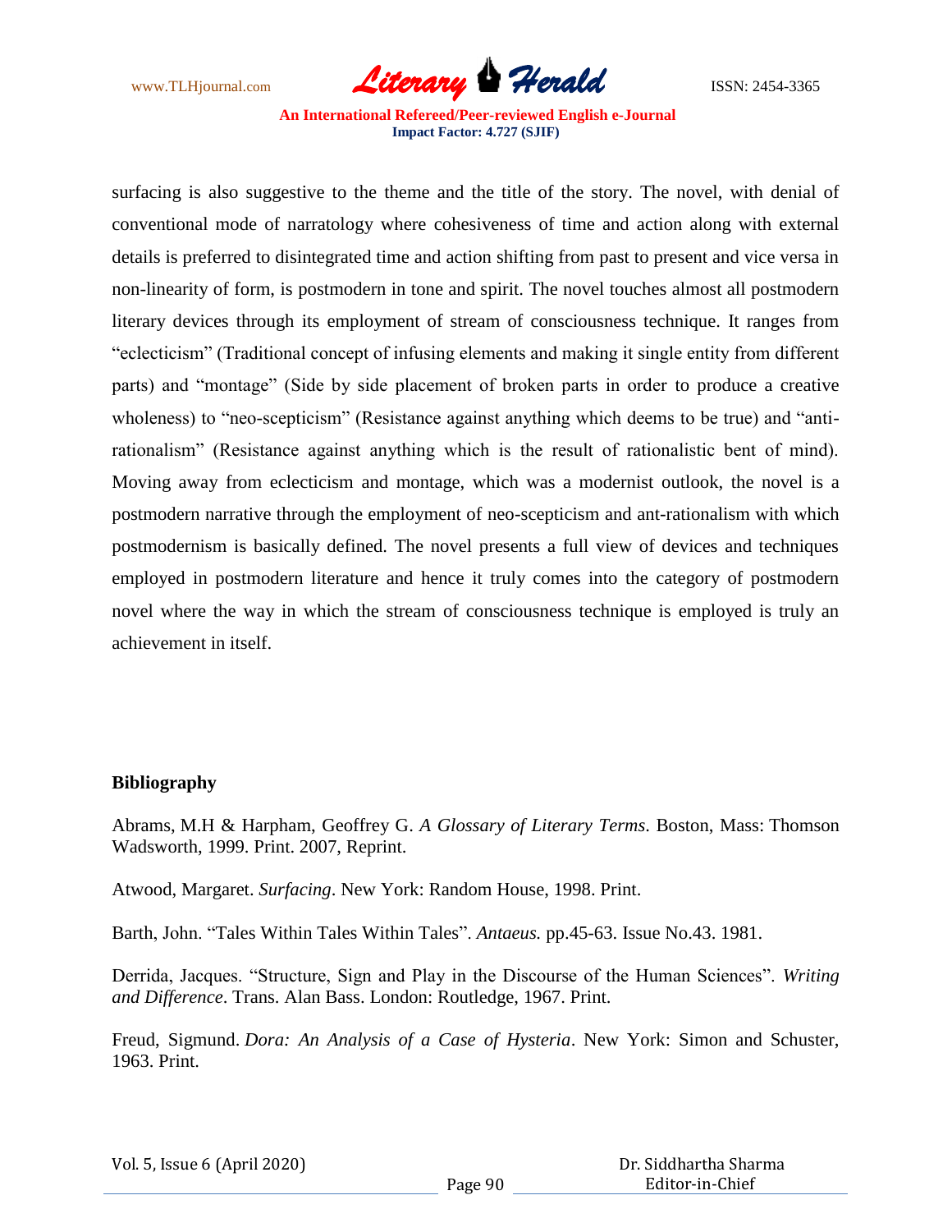surfacing is also suggestive to the theme and the title of the story. The novel, with denial of conventional mode of narratology where cohesiveness of time and action along with external details is preferred to disintegrated time and action shifting from past to present and vice versa in non-linearity of form, is postmodern in tone and spirit. The novel touches almost all postmodern literary devices through its employment of stream of consciousness technique. It ranges from "eclecticism" (Traditional concept of infusing elements and making it single entity from different parts) and "montage" (Side by side placement of broken parts in order to produce a creative wholeness) to "neo-scepticism" (Resistance against anything which deems to be true) and "anti-rationalism" (Resistance against anything which is the result of rationalistic bent of mind). Moving away from eclecticism and montage, which was a modernist outlook, the novel is a postmodern narrative through the employment of neo-scepticism and ant-rationalism with which postmodernism is basically defined. The novel presents a full view of devices and techniques employed in postmodern literature and hence it truly comes into the category of postmodern novel where the way in which the stream of consciousness technique is employed is truly an achievement in itself.

**Bibliography**

Abrams, M.H & Harpham, Geoffrey G. *A Glossary of Literary Terms*. Boston, Mass: Thomson Wadsworth, 1999. Print. 2007, Reprint.

Atwood, Margaret. *Surfacing*. New York: Random House, 1998. Print.

Barth, John. "Tales Within Tales Within Tales". *Antaeus.* pp.45-63. Issue No.43. 1981.

Derrida, Jacques. "Structure, Sign and Play in the Discourse of the Human Sciences". *Writing and Difference*. Trans. Alan Bass. London: Routledge, 1967. Print.

Freud, Sigmund. *Dora: An Analysis of a Case of Hysteria*. New York: Simon and Schuster, 1963. Print.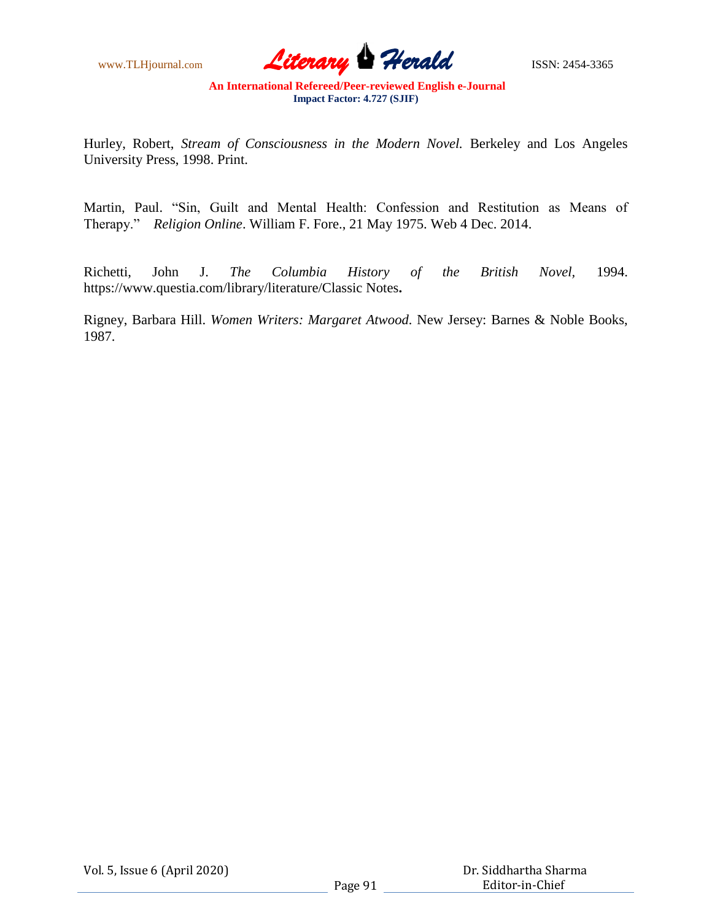Hurley, Robert, *Stream of Consciousness in the Modern Novel.* Berkeley and Los Angeles University Press, 1998. Print.

Martin, Paul. "Sin, Guilt and Mental Health: Confession and Restitution as Means of Therapy." *Religion Online*. William F. Fore., 21 May 1975. Web 4 Dec. 2014.

Richetti, John J. *The Columbia History of the British Novel,* 1994. https://www.questia.com/library/literature/Classic Notes**.**

Rigney, Barbara Hill. *Women Writers: Margaret Atwood*. New Jersey: Barnes & Noble Books, 1987.